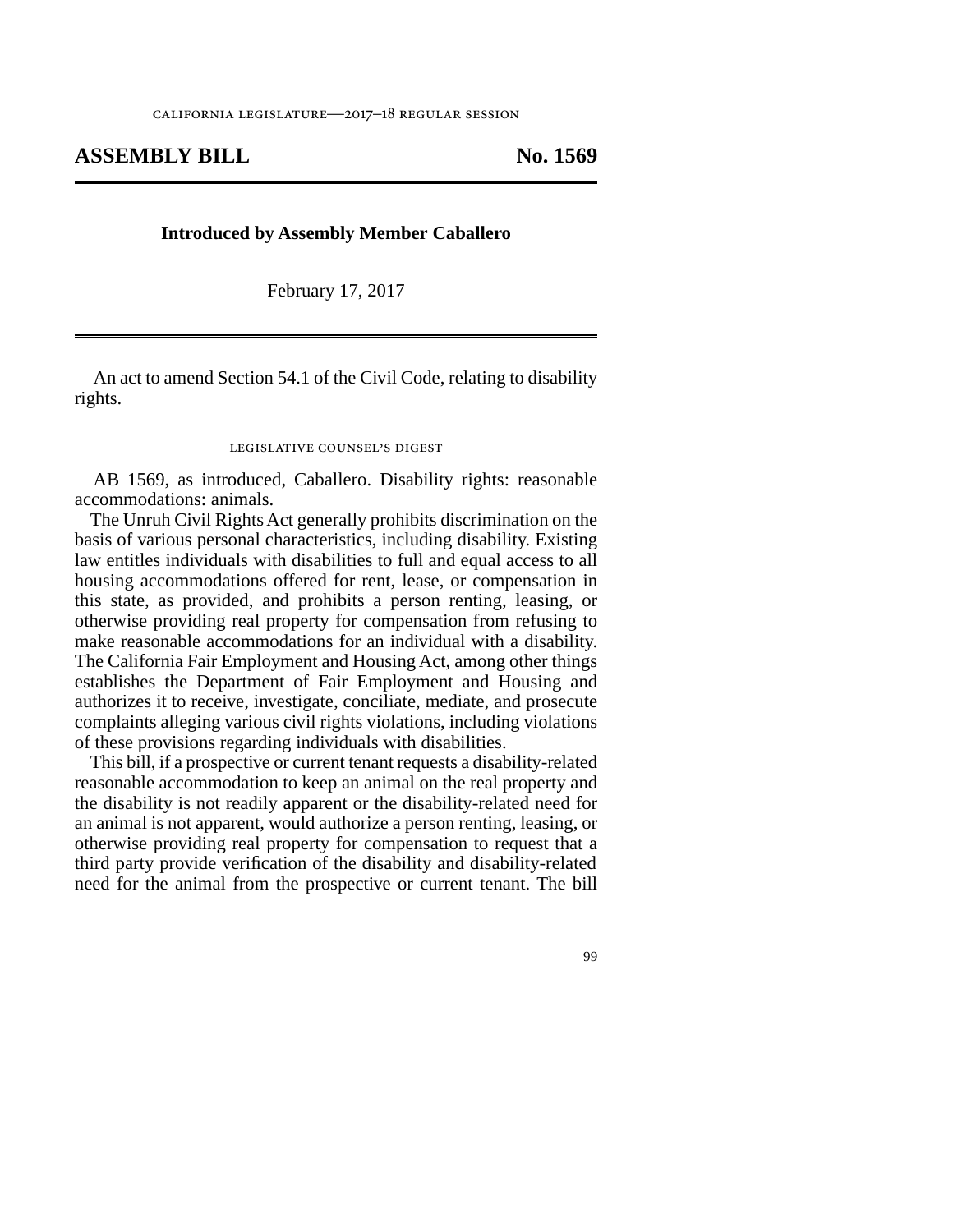california legislature—2017–18 regular session

# ASSEMBLY BILL No. 1569

**Introduced by Assembly Member Caballero**

February 17, 2017

An act to amend Section 54.1 of the Civil Code, relating to disability rights.

## legislative counsel's digest

AB 1569, as introduced, Caballero. Disability rights: reasonable accommodations: animals.

The Unruh Civil Rights Act generally prohibits discrimination on the basis of various personal characteristics, including disability. Existing law entitles individuals with disabilities to full and equal access to all housing accommodations offered for rent, lease, or compensation in this state, as provided, and prohibits a person renting, leasing, or otherwise providing real property for compensation from refusing to make reasonable accommodations for an individual with a disability. The California Fair Employment and Housing Act, among other things establishes the Department of Fair Employment and Housing and authorizes it to receive, investigate, conciliate, mediate, and prosecute complaints alleging various civil rights violations, including violations of these provisions regarding individuals with disabilities.

This bill, if a prospective or current tenant requests a disability-related reasonable accommodation to keep an animal on the real property and the disability is not readily apparent or the disability-related need for an animal is not apparent, would authorize a person renting, leasing, or otherwise providing real property for compensation to request that a third party provide verification of the disability and disability-related need for the animal from the prospective or current tenant. The bill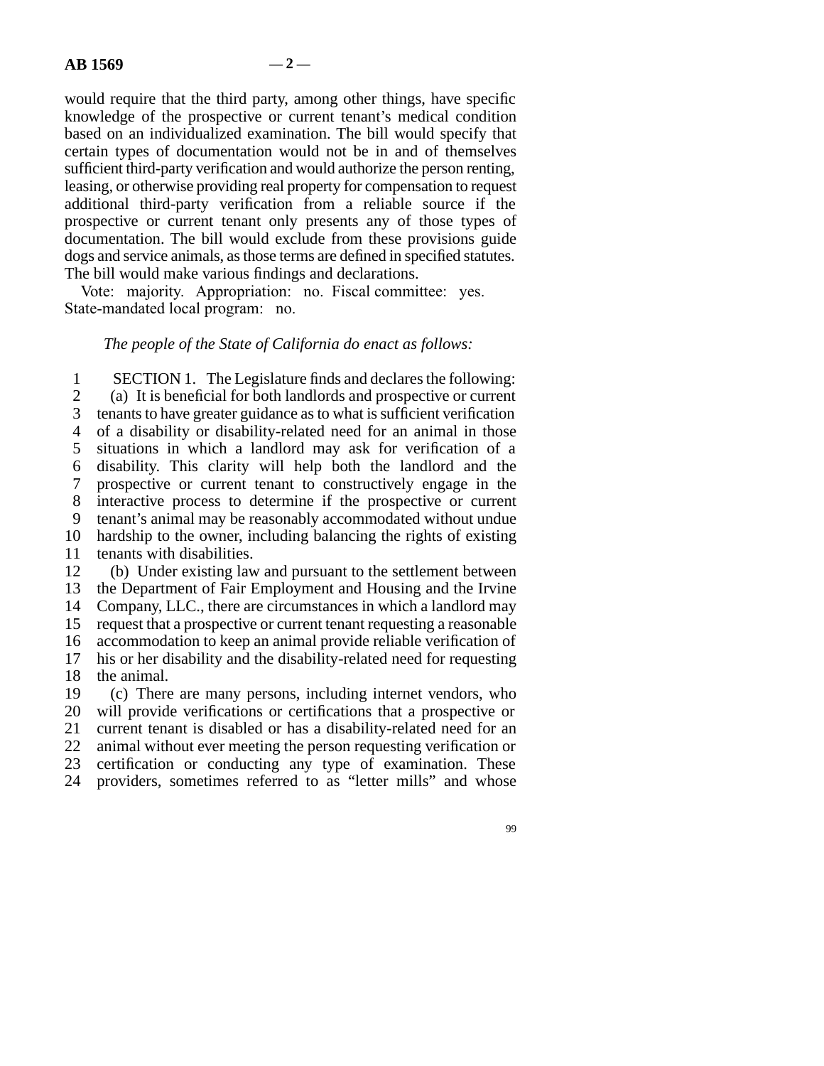would require that the third party, among other things, have specific knowledge of the prospective or current tenant's medical condition based on an individualized examination. The bill would specify that certain types of documentation would not be in and of themselves sufficient third-party verification and would authorize the person renting, leasing, or otherwise providing real property for compensation to request additional third-party verification from a reliable source if the prospective or current tenant only presents any of those types of documentation. The bill would exclude from these provisions guide dogs and service animals, as those terms are defined in specified statutes. The bill would make various findings and declarations.

Vote: majority. Appropriation: no. Fiscal committee: yes. State-mandated local program: no.

*The people of the State of California do enact as follows:*

SECTION 1. The Legislature finds and declares the following:

(a) It is beneficial for both landlords and prospective or current tenants to have greater guidance as to what is sufficient verification of a disability or disability-related need for an animal in those situations in which a landlord may ask for verification of a disability. This clarity will help both the landlord and the prospective or current tenant to constructively engage in the interactive process to determine if the prospective or current tenant's animal may be reasonably accommodated without undue hardship to the owner, including balancing the rights of existing tenants with disabilities.

(b) Under existing law and pursuant to the settlement between the Department of Fair Employment and Housing and the Irvine Company, LLC., there are circumstances in which a landlord may request that a prospective or current tenant requesting a reasonable accommodation to keep an animal provide reliable verification of his or her disability and the disability-related need for requesting the animal.

(c) There are many persons, including internet vendors, who will provide verifications or certifications that a prospective or current tenant is disabled or has a disability-related need for an animal without ever meeting the person requesting verification or certification or conducting any type of examination. These providers, sometimes referred to as "letter mills" and whose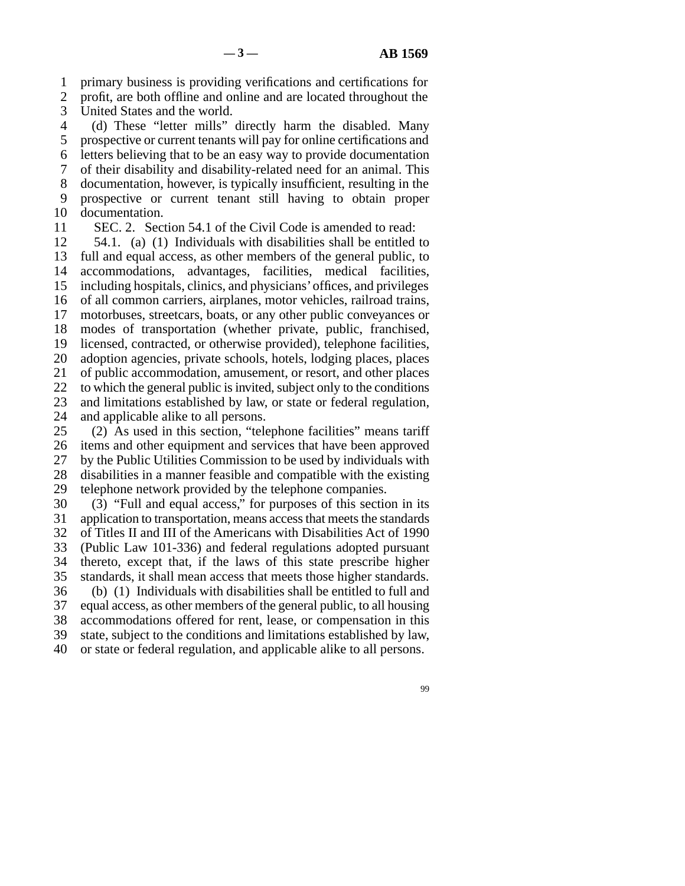primary business is providing verifications and certifications for profit, are both offline and online and are located throughout the United States and the world.

(d) These "letter mills" directly harm the disabled. Many prospective or current tenants will pay for online certifications and letters believing that to be an easy way to provide documentation of their disability and disability-related need for an animal. This documentation, however, is typically insufficient, resulting in the prospective or current tenant still having to obtain proper documentation.

SEC. 2. Section 54.1 of the Civil Code is amended to read:

54.1. (a) (1) Individuals with disabilities shall be entitled to full and equal access, as other members of the general public, to accommodations, advantages, facilities, medical facilities, including hospitals, clinics, and physicians' offices, and privileges of all common carriers, airplanes, motor vehicles, railroad trains, motorbuses, streetcars, boats, or any other public conveyances or modes of transportation (whether private, public, franchised, licensed, contracted, or otherwise provided), telephone facilities, adoption agencies, private schools, hotels, lodging places, places of public accommodation, amusement, or resort, and other places to which the general public is invited, subject only to the conditions and limitations established by law, or state or federal regulation, and applicable alike to all persons.

(2) As used in this section, "telephone facilities" means tariff items and other equipment and services that have been approved by the Public Utilities Commission to be used by individuals with disabilities in a manner feasible and compatible with the existing telephone network provided by the telephone companies.

(3) "Full and equal access," for purposes of this section in its application to transportation, means access that meets the standards of Titles II and III of the Americans with Disabilities Act of 1990 (Public Law 101-336) and federal regulations adopted pursuant thereto, except that, if the laws of this state prescribe higher standards, it shall mean access that meets those higher standards.

(b) (1) Individuals with disabilities shall be entitled to full and equal access, as other members of the general public, to all housing accommodations offered for rent, lease, or compensation in this state, subject to the conditions and limitations established by law, or state or federal regulation, and applicable alike to all persons.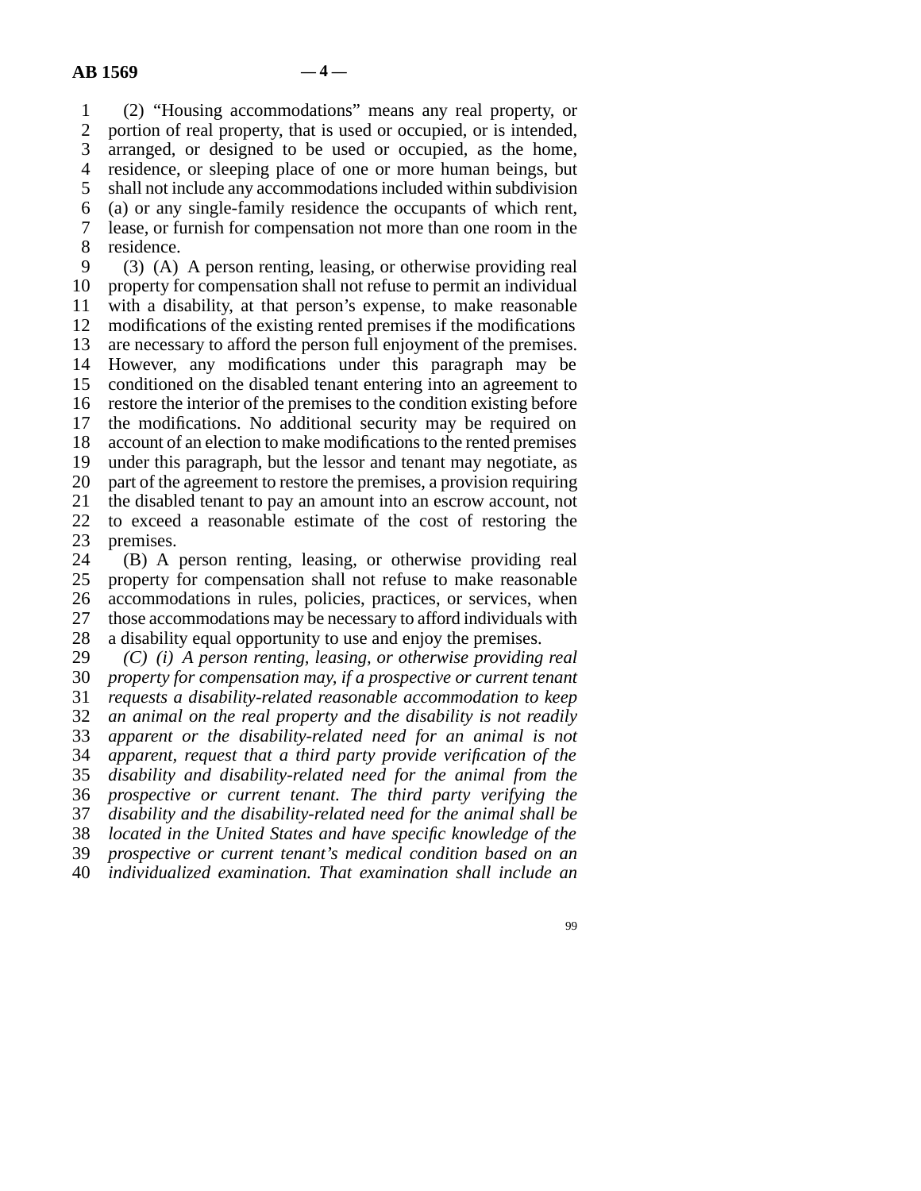(2) "Housing accommodations" means any real property, or portion of real property, that is used or occupied, or is intended, arranged, or designed to be used or occupied, as the home, residence, or sleeping place of one or more human beings, but shall not include any accommodations included within subdivision (a) or any single-family residence the occupants of which rent, lease, or furnish for compensation not more than one room in the residence.

(3) (A) A person renting, leasing, or otherwise providing real property for compensation shall not refuse to permit an individual with a disability, at that person's expense, to make reasonable modifications of the existing rented premises if the modifications are necessary to afford the person full enjoyment of the premises. However, any modifications under this paragraph may be conditioned on the disabled tenant entering into an agreement to restore the interior of the premises to the condition existing before the modifications. No additional security may be required on account of an election to make modifications to the rented premises under this paragraph, but the lessor and tenant may negotiate, as part of the agreement to restore the premises, a provision requiring the disabled tenant to pay an amount into an escrow account, not to exceed a reasonable estimate of the cost of restoring the premises.

(B) A person renting, leasing, or otherwise providing real property for compensation shall not refuse to make reasonable accommodations in rules, policies, practices, or services, when those accommodations may be necessary to afford individuals with a disability equal opportunity to use and enjoy the premises.

*(C) (i) A person renting, leasing, or otherwise providing real property for compensation may, if a prospective or current tenant requests a disability-related reasonable accommodation to keep an animal on the real property and the disability is not readily apparent or the disability-related need for an animal is not apparent, request that a third party provide verification of the disability and disability-related need for the animal from the prospective or current tenant. The third party verifying the disability and the disability-related need for the animal shall be located in the United States and have specific knowledge of the prospective or current tenant's medical condition based on an individualized examination. That examination shall include an*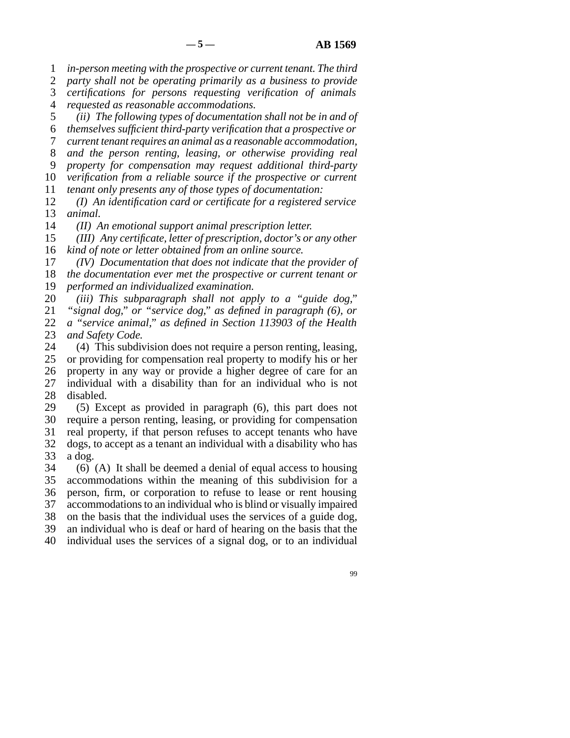*in-person meeting with the prospective or current tenant. The third party shall not be operating primarily as a business to provide certifications for persons requesting verification of animals requested as reasonable accommodations.*

*(ii) The following types of documentation shall not be in and of themselves sufficient third-party verification that a prospective or current tenant requires an animal as a reasonable accommodation, and the person renting, leasing, or otherwise providing real property for compensation may request additional third-party verification from a reliable source if the prospective or current tenant only presents any of those types of documentation:*

*(I) An identification card or certificate for a registered service animal.*

*(II) An emotional support animal prescription letter.*

*(III) Any certificate, letter of prescription, doctor's or any other kind of note or letter obtained from an online source.*

*(IV) Documentation that does not indicate that the provider of the documentation ever met the prospective or current tenant or performed an individualized examination.*

*(iii) This subparagraph shall not apply to a "guide dog," "signal dog," or "service dog," as defined in paragraph (6), or a "service animal," as defined in Section 113903 of the Health and Safety Code.*

(4) This subdivision does not require a person renting, leasing, or providing for compensation real property to modify his or her property in any way or provide a higher degree of care for an individual with a disability than for an individual who is not disabled.

(5) Except as provided in paragraph (6), this part does not require a person renting, leasing, or providing for compensation real property, if that person refuses to accept tenants who have dogs, to accept as a tenant an individual with a disability who has a dog.

(6) (A) It shall be deemed a denial of equal access to housing accommodations within the meaning of this subdivision for a person, firm, or corporation to refuse to lease or rent housing accommodations to an individual who is blind or visually impaired on the basis that the individual uses the services of a guide dog, an individual who is deaf or hard of hearing on the basis that the individual uses the services of a signal dog, or to an individual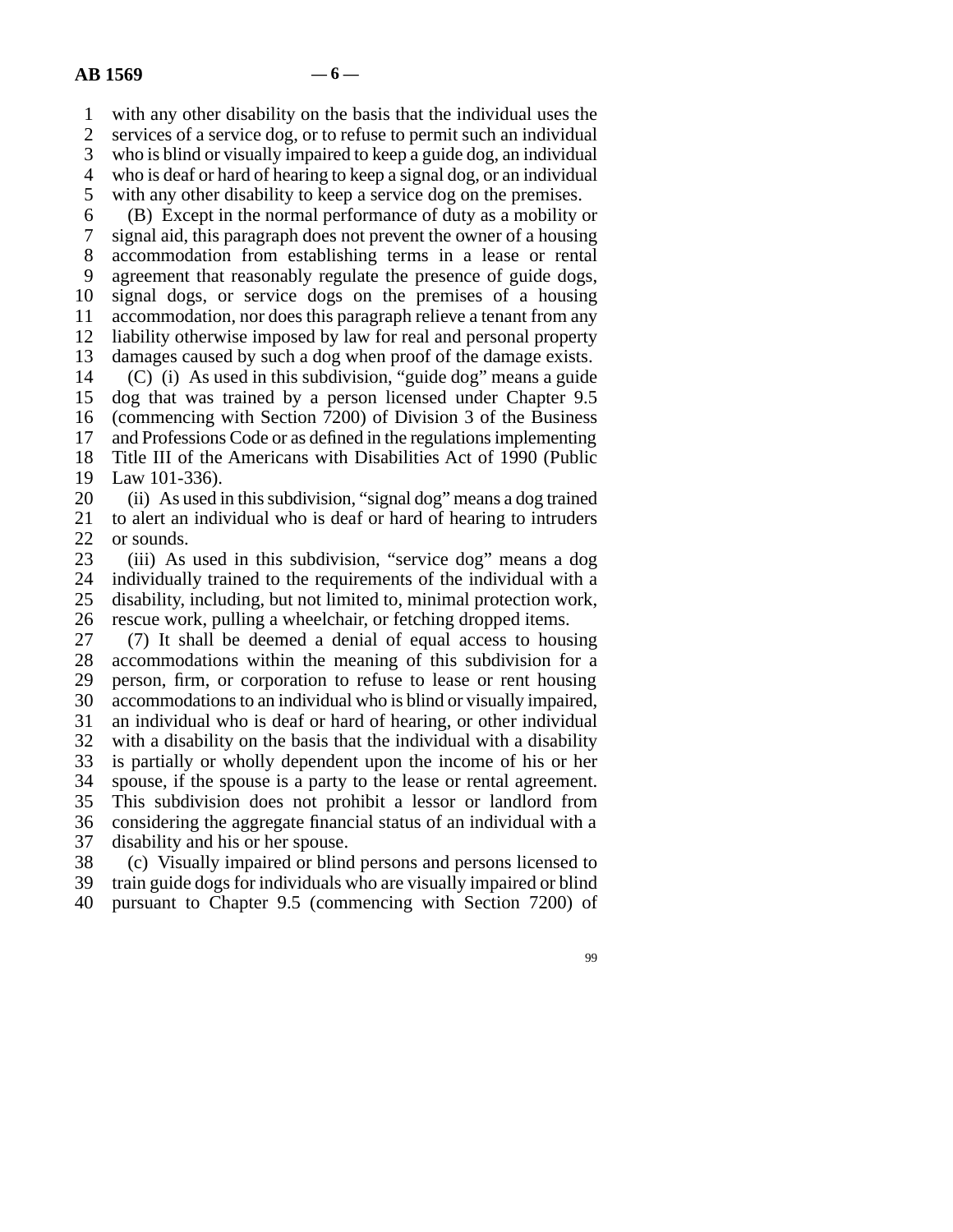with any other disability on the basis that the individual uses the services of a service dog, or to refuse to permit such an individual who is blind or visually impaired to keep a guide dog, an individual who is deaf or hard of hearing to keep a signal dog, or an individual with any other disability to keep a service dog on the premises.

(B) Except in the normal performance of duty as a mobility or signal aid, this paragraph does not prevent the owner of a housing accommodation from establishing terms in a lease or rental agreement that reasonably regulate the presence of guide dogs, signal dogs, or service dogs on the premises of a housing accommodation, nor does this paragraph relieve a tenant from any liability otherwise imposed by law for real and personal property damages caused by such a dog when proof of the damage exists.

(C) (i) As used in this subdivision, "guide dog" means a guide dog that was trained by a person licensed under Chapter 9.5 (commencing with Section 7200) of Division 3 of the Business and Professions Code or as defined in the regulations implementing Title III of the Americans with Disabilities Act of 1990 (Public Law 101-336).

(ii) As used in this subdivision, "signal dog" means a dog trained to alert an individual who is deaf or hard of hearing to intruders or sounds.

(iii) As used in this subdivision, "service dog" means a dog individually trained to the requirements of the individual with a disability, including, but not limited to, minimal protection work, rescue work, pulling a wheelchair, or fetching dropped items.

(7) It shall be deemed a denial of equal access to housing accommodations within the meaning of this subdivision for a person, firm, or corporation to refuse to lease or rent housing accommodations to an individual who is blind or visually impaired, an individual who is deaf or hard of hearing, or other individual with a disability on the basis that the individual with a disability is partially or wholly dependent upon the income of his or her spouse, if the spouse is a party to the lease or rental agreement. This subdivision does not prohibit a lessor or landlord from considering the aggregate financial status of an individual with a disability and his or her spouse.

(c) Visually impaired or blind persons and persons licensed to train guide dogs for individuals who are visually impaired or blind pursuant to Chapter 9.5 (commencing with Section 7200) of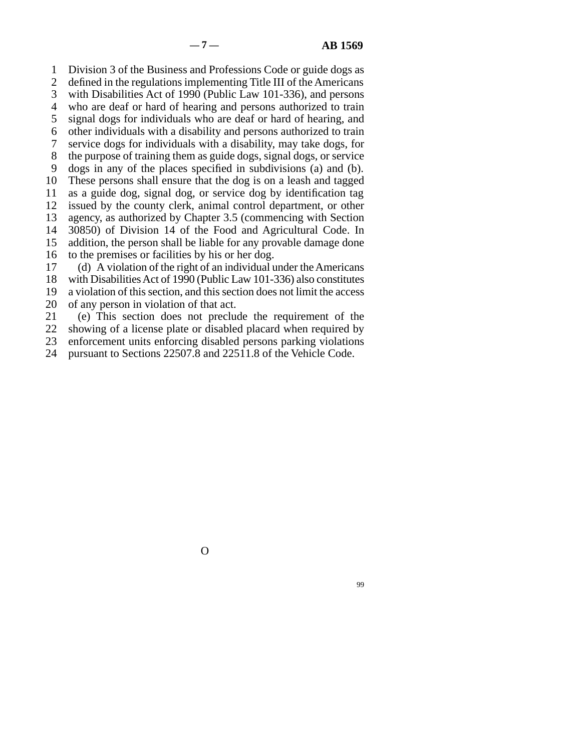Division 3 of the Business and Professions Code or guide dogs as defined in the regulations implementing Title III of the Americans with Disabilities Act of 1990 (Public Law 101-336), and persons who are deaf or hard of hearing and persons authorized to train signal dogs for individuals who are deaf or hard of hearing, and other individuals with a disability and persons authorized to train service dogs for individuals with a disability, may take dogs, for the purpose of training them as guide dogs, signal dogs, or service dogs in any of the places specified in subdivisions (a) and (b). These persons shall ensure that the dog is on a leash and tagged as a guide dog, signal dog, or service dog by identification tag issued by the county clerk, animal control department, or other agency, as authorized by Chapter 3.5 (commencing with Section 30850) of Division 14 of the Food and Agricultural Code. In addition, the person shall be liable for any provable damage done to the premises or facilities by his or her dog.

(d) A violation of the right of an individual under the Americans with Disabilities Act of 1990 (Public Law 101-336) also constitutes a violation of this section, and this section does not limit the access of any person in violation of that act.

(e) This section does not preclude the requirement of the showing of a license plate or disabled placard when required by enforcement units enforcing disabled persons parking violations pursuant to Sections 22507.8 and 22511.8 of the Vehicle Code.

O